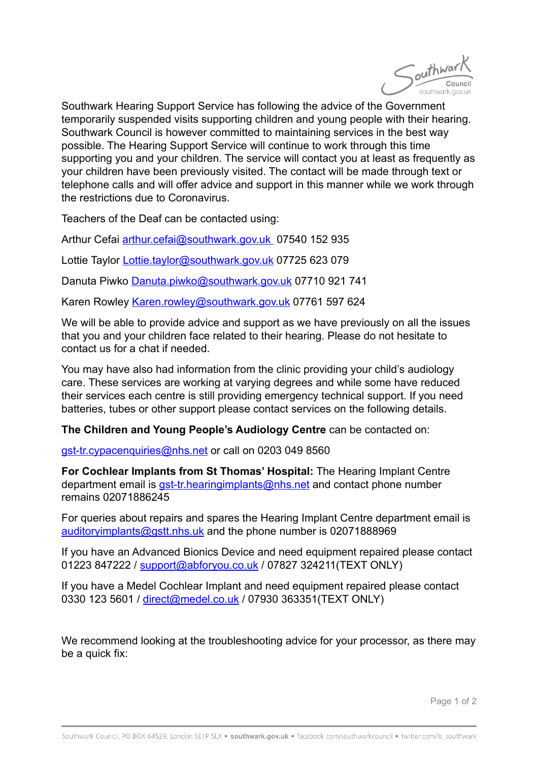Southwark Hearing Support Service has following the advice of the Government temporarily suspended visits supporting children and young people with their hearing. Southwark Council is however committed to maintaining services in the best way possible. The Hearing Support Service will continue to work through this time supporting you and your children. The service will contact you at least as frequently as your children have been previously visited. The contact will be made through text or telephone calls and will offer advice and support in this manner while we work through the restrictions due to Coronavirus.

Teachers of the Deaf can be contacted using:

Arthur Cefai arthur.cefai@southwark.gov.uk 07540 152 935

Lottie Taylor Lottie.taylor@southwark.gov.uk 07725 623 079

Danuta Piwko Danuta.piwko@southwark.gov.uk 07710 921 741

Karen Rowley Karen.rowley@southwark.gov.uk 07761 597 624

We will be able to provide advice and support as we have previously on all the issues that you and your children face related to their hearing. Please do not hesitate to contact us for a chat if needed.

You may have also had information from the clinic providing your child's audiology care. These services are working at varying degrees and while some have reduced their services each centre is still providing emergency technical support. If you need batteries, tubes or other support please contact services on the following details.

**The Children and Young People's Audiology Centre** can be contacted on:

gst-tr.cypacenquiries@nhs.net or call on 0203 049 8560

**For Cochlear Implants from St Thomas' Hospital:** The Hearing Implant Centre department email is gst-tr.hearingimplants@nhs.net and contact phone number remains 02071886245

For queries about repairs and spares the Hearing Implant Centre department email is auditoryimplants@gstt.nhs.uk and the phone number is 02071888969

If you have an Advanced Bionics Device and need equipment repaired please contact 01223 847222 / support@abforyou.co.uk / 07827 324211(TEXT ONLY)

If you have a Medel Cochlear Implant and need equipment repaired please contact 0330 123 5601 / direct@medel.co.uk / 07930 363351(TEXT ONLY)

We recommend looking at the troubleshooting advice for your processor, as there may be a quick fix: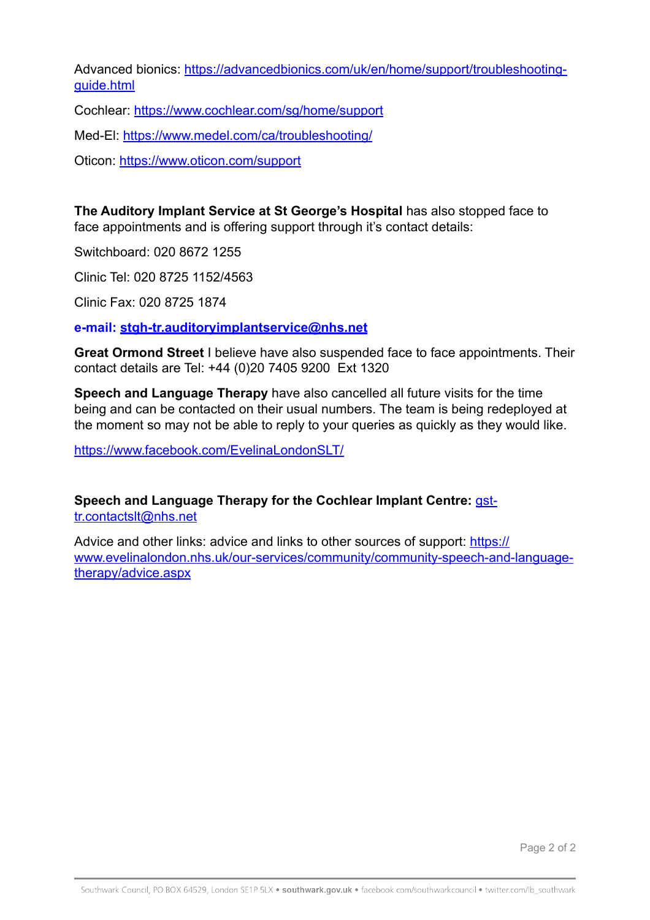Advanced bionics: [https://advancedbionics.com/uk/en/home/support/troubleshooting-guide.html](https://advancedbionics.com/uk/en/home/support/troubleshooting-guide.html)

Cochlear: [https://www.cochlear.com/sg/home/support](https://www.cochlear.com/sg/home/support)

Med-El: [https://www.medel.com/ca/troubleshooting/](https://www.medel.com/ca/troubleshooting/)

Oticon: [https://www.oticon.com/support](https://www.oticon.com/support)

**The Auditory Implant Service at St George's Hospital** has also stopped face to face appointments and is offering support through it's contact details:

Switchboard: 020 8672 1255

Clinic Tel: 020 8725 1152/4563

Clinic Fax: 020 8725 1874

**e-mail: [stgh-tr.auditoryimplantservice@nhs.net](mailto:stgh-tr.auditoryimplantservice@nhs.net)**

**Great Ormond Street** I believe have also suspended face to face appointments. Their contact details are Tel: +44 (0)20 7405 9200 Ext 1320

**Speech and Language Therapy** have also cancelled all future visits for the time being and can be contacted on their usual numbers. The team is being redeployed at the moment so may not be able to reply to your queries as quickly as they would like.

[https://www.facebook.com/EvelinaLondonSLT/](https://www.facebook.com/EvelinaLondonSLT/)

**Speech and Language Therapy for the Cochlear Implant Centre:** [gst-tr.contactslt@nhs.net](mailto:gst-tr.contactslt@nhs.net)

Advice and other links: advice and links to other sources of support: [https://www.evelinalondon.nhs.uk/our-services/community/community-speech-and-language-therapy/advice.aspx](https://www.evelinalondon.nhs.uk/our-services/community/community-speech-and-language-therapy/advice.aspx)